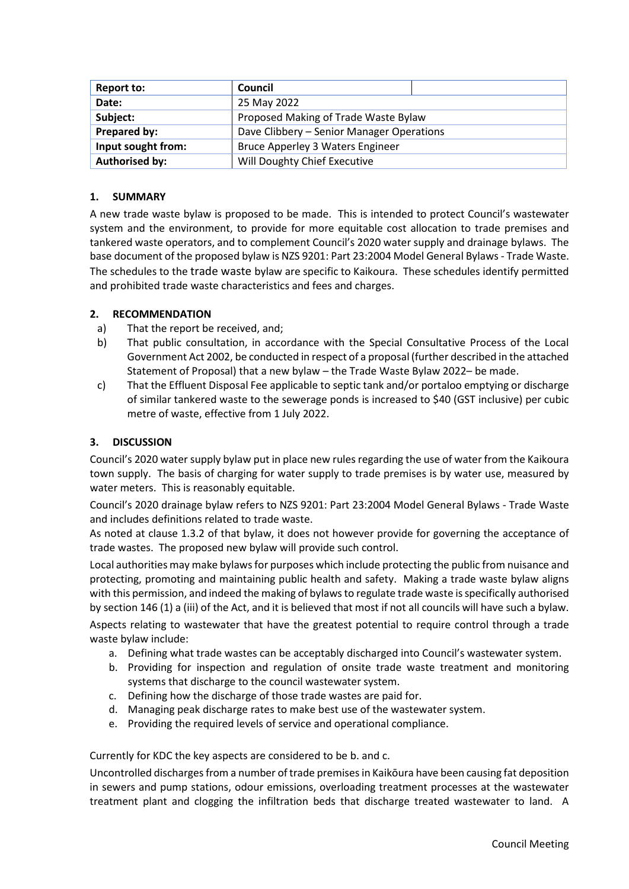| Report to: | Council | |
|---|---|---|
| Date: | 25 May 2022 | |
| Subject: | Proposed Making of Trade Waste Bylaw | |
| Prepared by: | Dave Clibbery – Senior Manager Operations | |
| Input sought from: | Bruce Apperley 3 Waters Engineer | |
| Authorised by: | Will Doughty Chief Executive | |

## 1. SUMMARY

A new trade waste bylaw is proposed to be made. This is intended to protect Council's wastewater system and the environment, to provide for more equitable cost allocation to trade premises and tankered waste operators, and to complement Council's 2020 water supply and drainage bylaws. The base document of the proposed bylaw is NZS 9201: Part 23:2004 Model General Bylaws - Trade Waste. The schedules to the trade waste bylaw are specific to Kaikoura. These schedules identify permitted and prohibited trade waste characteristics and fees and charges.

## 2. RECOMMENDATION

a) That the report be received, and;

b) That public consultation, in accordance with the Special Consultative Process of the Local Government Act 2002, be conducted in respect of a proposal (further described in the attached Statement of Proposal) that a new bylaw – the Trade Waste Bylaw 2022– be made.

c) That the Effluent Disposal Fee applicable to septic tank and/or portaloo emptying or discharge of similar tankered waste to the sewerage ponds is increased to $40 (GST inclusive) per cubic metre of waste, effective from 1 July 2022.

## 3. DISCUSSION

Council's 2020 water supply bylaw put in place new rules regarding the use of water from the Kaikoura town supply. The basis of charging for water supply to trade premises is by water use, measured by water meters. This is reasonably equitable.

Council's 2020 drainage bylaw refers to NZS 9201: Part 23:2004 Model General Bylaws - Trade Waste and includes definitions related to trade waste.

As noted at clause 1.3.2 of that bylaw, it does not however provide for governing the acceptance of trade wastes. The proposed new bylaw will provide such control.

Local authorities may make bylaws for purposes which include protecting the public from nuisance and protecting, promoting and maintaining public health and safety. Making a trade waste bylaw aligns with this permission, and indeed the making of bylaws to regulate trade waste is specifically authorised by section 146 (1) a (iii) of the Act, and it is believed that most if not all councils will have such a bylaw.

Aspects relating to wastewater that have the greatest potential to require control through a trade waste bylaw include:

a. Defining what trade wastes can be acceptably discharged into Council's wastewater system.
b. Providing for inspection and regulation of onsite trade waste treatment and monitoring systems that discharge to the council wastewater system.
c. Defining how the discharge of those trade wastes are paid for.
d. Managing peak discharge rates to make best use of the wastewater system.
e. Providing the required levels of service and operational compliance.

Currently for KDC the key aspects are considered to be b. and c.

Uncontrolled discharges from a number of trade premises in Kaikōura have been causing fat deposition in sewers and pump stations, odour emissions, overloading treatment processes at the wastewater treatment plant and clogging the infiltration beds that discharge treated wastewater to land. A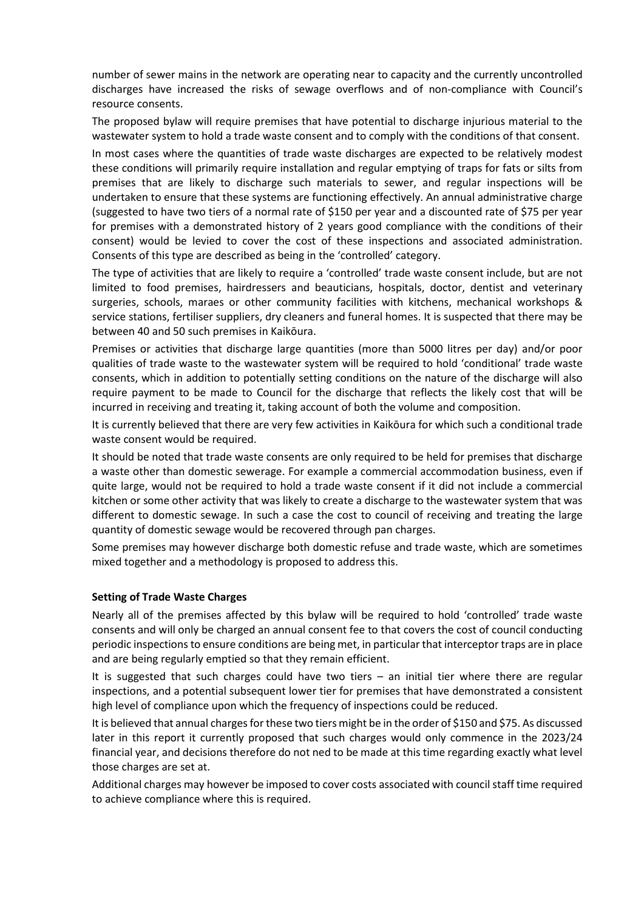number of sewer mains in the network are operating near to capacity and the currently uncontrolled discharges have increased the risks of sewage overflows and of non-compliance with Council's resource consents.

The proposed bylaw will require premises that have potential to discharge injurious material to the wastewater system to hold a trade waste consent and to comply with the conditions of that consent.

In most cases where the quantities of trade waste discharges are expected to be relatively modest these conditions will primarily require installation and regular emptying of traps for fats or silts from premises that are likely to discharge such materials to sewer, and regular inspections will be undertaken to ensure that these systems are functioning effectively. An annual administrative charge (suggested to have two tiers of a normal rate of $150 per year and a discounted rate of $75 per year for premises with a demonstrated history of 2 years good compliance with the conditions of their consent) would be levied to cover the cost of these inspections and associated administration. Consents of this type are described as being in the 'controlled' category.

The type of activities that are likely to require a 'controlled' trade waste consent include, but are not limited to food premises, hairdressers and beauticians, hospitals, doctor, dentist and veterinary surgeries, schools, maraes or other community facilities with kitchens, mechanical workshops & service stations, fertiliser suppliers, dry cleaners and funeral homes. It is suspected that there may be between 40 and 50 such premises in Kaikōura.

Premises or activities that discharge large quantities (more than 5000 litres per day) and/or poor qualities of trade waste to the wastewater system will be required to hold 'conditional' trade waste consents, which in addition to potentially setting conditions on the nature of the discharge will also require payment to be made to Council for the discharge that reflects the likely cost that will be incurred in receiving and treating it, taking account of both the volume and composition.

It is currently believed that there are very few activities in Kaikōura for which such a conditional trade waste consent would be required.

It should be noted that trade waste consents are only required to be held for premises that discharge a waste other than domestic sewerage. For example a commercial accommodation business, even if quite large, would not be required to hold a trade waste consent if it did not include a commercial kitchen or some other activity that was likely to create a discharge to the wastewater system that was different to domestic sewage. In such a case the cost to council of receiving and treating the large quantity of domestic sewage would be recovered through pan charges.

Some premises may however discharge both domestic refuse and trade waste, which are sometimes mixed together and a methodology is proposed to address this.

**Setting of Trade Waste Charges**

Nearly all of the premises affected by this bylaw will be required to hold 'controlled' trade waste consents and will only be charged an annual consent fee to that covers the cost of council conducting periodic inspections to ensure conditions are being met, in particular that interceptor traps are in place and are being regularly emptied so that they remain efficient.

It is suggested that such charges could have two tiers – an initial tier where there are regular inspections, and a potential subsequent lower tier for premises that have demonstrated a consistent high level of compliance upon which the frequency of inspections could be reduced.

It is believed that annual charges for these two tiers might be in the order of $150 and $75. As discussed later in this report it currently proposed that such charges would only commence in the 2023/24 financial year, and decisions therefore do not ned to be made at this time regarding exactly what level those charges are set at.

Additional charges may however be imposed to cover costs associated with council staff time required to achieve compliance where this is required.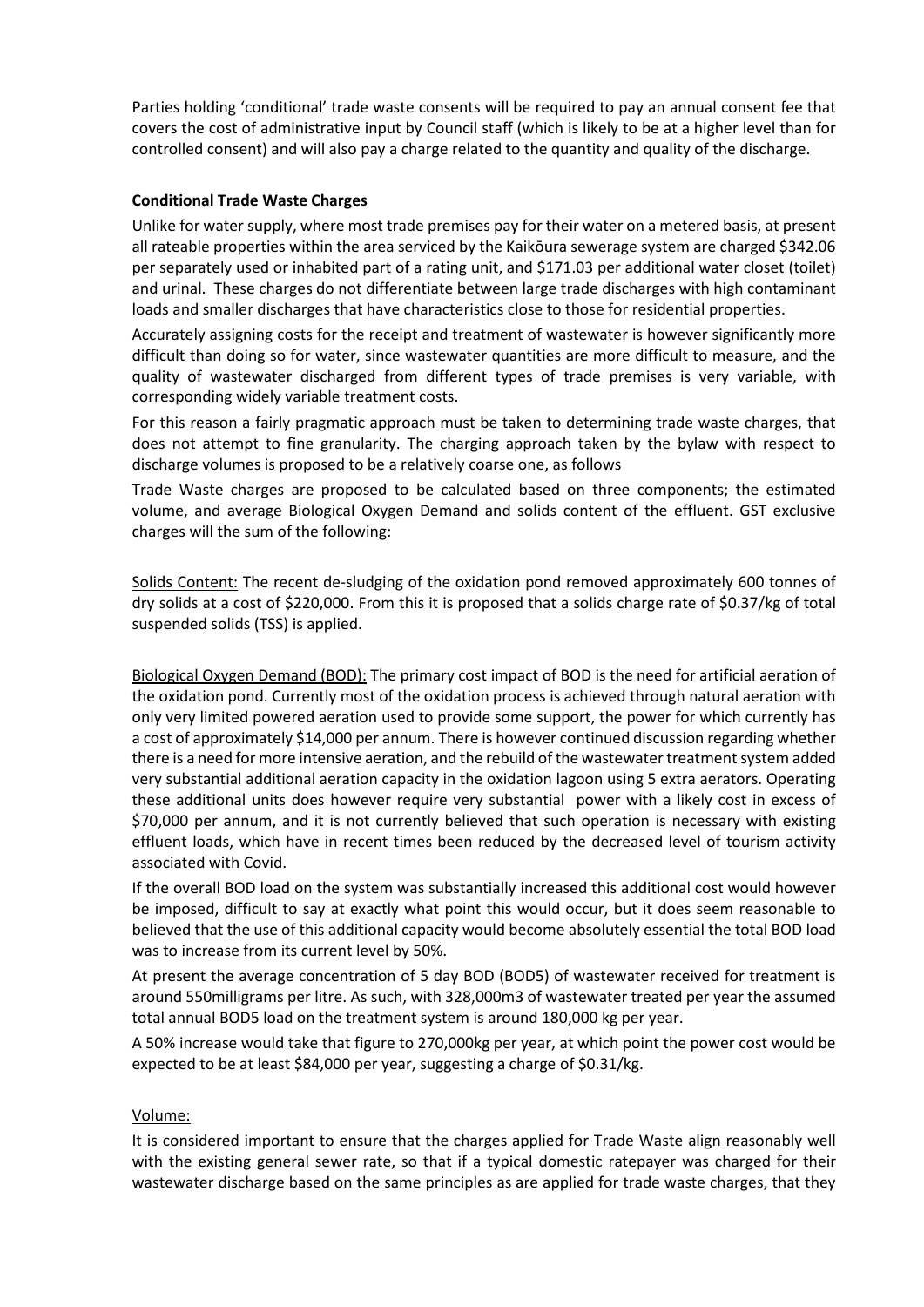Parties holding 'conditional' trade waste consents will be required to pay an annual consent fee that covers the cost of administrative input by Council staff (which is likely to be at a higher level than for controlled consent) and will also pay a charge related to the quantity and quality of the discharge.

**Conditional Trade Waste Charges**

Unlike for water supply, where most trade premises pay for their water on a metered basis, at present all rateable properties within the area serviced by the Kaikōura sewerage system are charged $342.06 per separately used or inhabited part of a rating unit, and $171.03 per additional water closet (toilet) and urinal. These charges do not differentiate between large trade discharges with high contaminant loads and smaller discharges that have characteristics close to those for residential properties.

Accurately assigning costs for the receipt and treatment of wastewater is however significantly more difficult than doing so for water, since wastewater quantities are more difficult to measure, and the quality of wastewater discharged from different types of trade premises is very variable, with corresponding widely variable treatment costs.

For this reason a fairly pragmatic approach must be taken to determining trade waste charges, that does not attempt to fine granularity. The charging approach taken by the bylaw with respect to discharge volumes is proposed to be a relatively coarse one, as follows

Trade Waste charges are proposed to be calculated based on three components; the estimated volume, and average Biological Oxygen Demand and solids content of the effluent. GST exclusive charges will the sum of the following:

Solids Content: The recent de-sludging of the oxidation pond removed approximately 600 tonnes of dry solids at a cost of $220,000. From this it is proposed that a solids charge rate of $0.37/kg of total suspended solids (TSS) is applied.

Biological Oxygen Demand (BOD): The primary cost impact of BOD is the need for artificial aeration of the oxidation pond. Currently most of the oxidation process is achieved through natural aeration with only very limited powered aeration used to provide some support, the power for which currently has a cost of approximately $14,000 per annum. There is however continued discussion regarding whether there is a need for more intensive aeration, and the rebuild of the wastewater treatment system added very substantial additional aeration capacity in the oxidation lagoon using 5 extra aerators. Operating these additional units does however require very substantial power with a likely cost in excess of $70,000 per annum, and it is not currently believed that such operation is necessary with existing effluent loads, which have in recent times been reduced by the decreased level of tourism activity associated with Covid.

If the overall BOD load on the system was substantially increased this additional cost would however be imposed, difficult to say at exactly what point this would occur, but it does seem reasonable to believed that the use of this additional capacity would become absolutely essential the total BOD load was to increase from its current level by 50%.

At present the average concentration of 5 day BOD (BOD5) of wastewater received for treatment is around 550milligrams per litre. As such, with 328,000m3 of wastewater treated per year the assumed total annual BOD5 load on the treatment system is around 180,000 kg per year.

A 50% increase would take that figure to 270,000kg per year, at which point the power cost would be expected to be at least $84,000 per year, suggesting a charge of $0.31/kg.

Volume:

It is considered important to ensure that the charges applied for Trade Waste align reasonably well with the existing general sewer rate, so that if a typical domestic ratepayer was charged for their wastewater discharge based on the same principles as are applied for trade waste charges, that they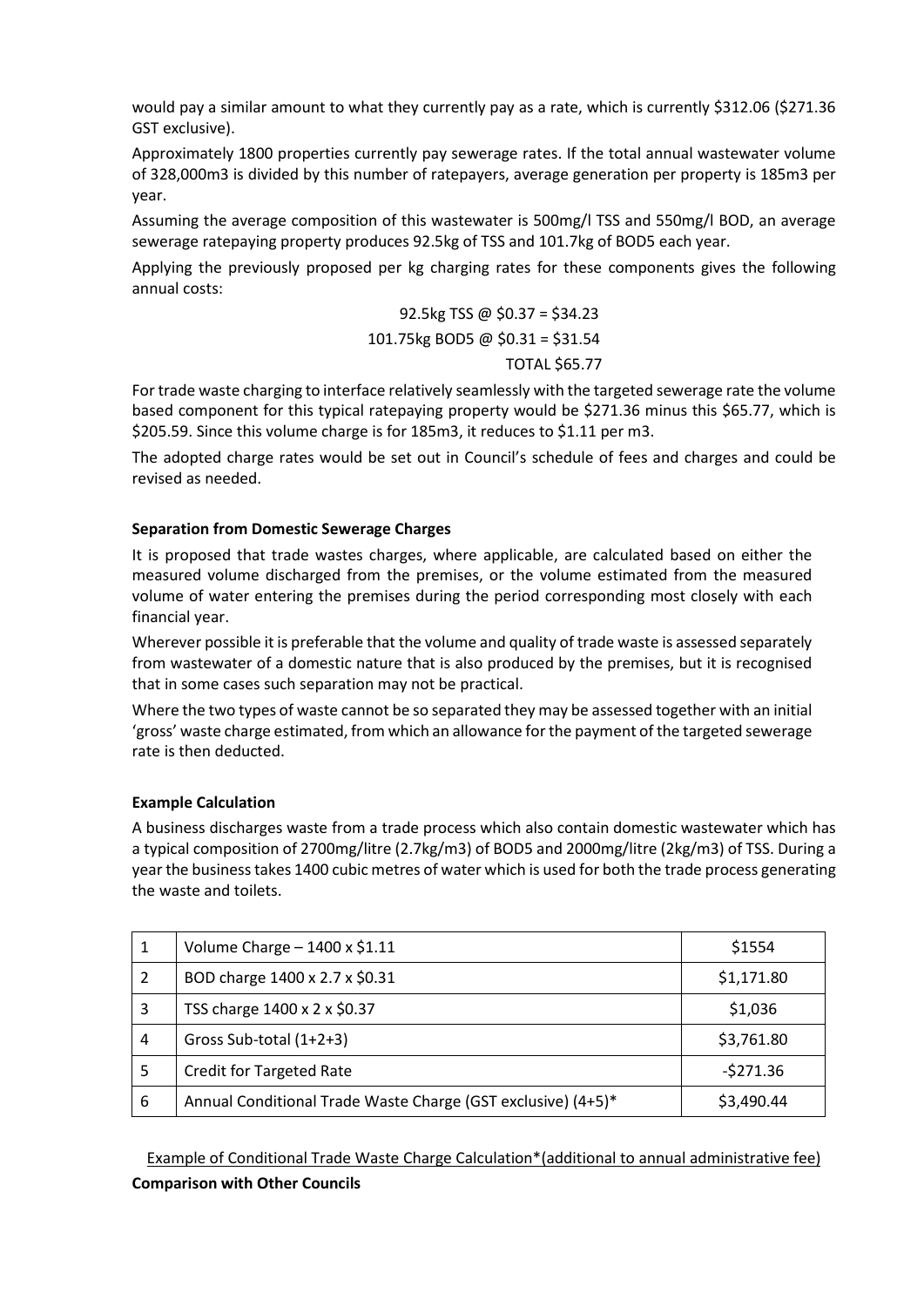would pay a similar amount to what they currently pay as a rate, which is currently $312.06 ($271.36 GST exclusive).

Approximately 1800 properties currently pay sewerage rates. If the total annual wastewater volume of 328,000m3 is divided by this number of ratepayers, average generation per property is 185m3 per year.

Assuming the average composition of this wastewater is 500mg/l TSS and 550mg/l BOD, an average sewerage ratepaying property produces 92.5kg of TSS and 101.7kg of BOD5 each year.

Applying the previously proposed per kg charging rates for these components gives the following annual costs:

92.5kg TSS @ $0.37 = $34.23

101.75kg BOD5 @ $0.31 = $31.54

TOTAL $65.77

For trade waste charging to interface relatively seamlessly with the targeted sewerage rate the volume based component for this typical ratepaying property would be $271.36 minus this $65.77, which is $205.59. Since this volume charge is for 185m3, it reduces to $1.11 per m3.

The adopted charge rates would be set out in Council's schedule of fees and charges and could be revised as needed.

**Separation from Domestic Sewerage Charges**

It is proposed that trade wastes charges, where applicable, are calculated based on either the measured volume discharged from the premises, or the volume estimated from the measured volume of water entering the premises during the period corresponding most closely with each financial year.

Wherever possible it is preferable that the volume and quality of trade waste is assessed separately from wastewater of a domestic nature that is also produced by the premises, but it is recognised that in some cases such separation may not be practical.

Where the two types of waste cannot be so separated they may be assessed together with an initial 'gross' waste charge estimated, from which an allowance for the payment of the targeted sewerage rate is then deducted.

**Example Calculation**

A business discharges waste from a trade process which also contain domestic wastewater which has a typical composition of 2700mg/litre (2.7kg/m3) of BOD5 and 2000mg/litre (2kg/m3) of TSS. During a year the business takes 1400 cubic metres of water which is used for both the trade process generating the waste and toilets.

| | | |
|---|---|---|
| 1 | Volume Charge – 1400 x $1.11 | $1554 |
| 2 | BOD charge 1400 x 2.7 x $0.31 | $1,171.80 |
| 3 | TSS charge 1400 x 2 x $0.37 | $1,036 |
| 4 | Gross Sub-total (1+2+3) | $3,761.80 |
| 5 | Credit for Targeted Rate | -$271.36 |
| 6 | Annual Conditional Trade Waste Charge (GST exclusive) (4+5)* | $3,490.44 |

Example of Conditional Trade Waste Charge Calculation*(additional to annual administrative fee)

**Comparison with Other Councils**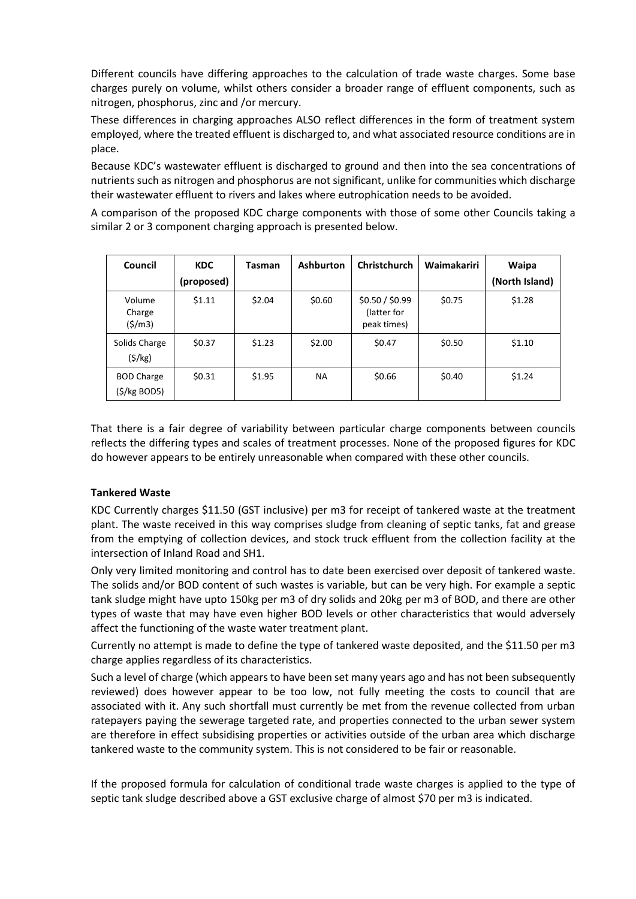Different councils have differing approaches to the calculation of trade waste charges. Some base charges purely on volume, whilst others consider a broader range of effluent components, such as nitrogen, phosphorus, zinc and /or mercury.

These differences in charging approaches ALSO reflect differences in the form of treatment system employed, where the treated effluent is discharged to, and what associated resource conditions are in place.

Because KDC's wastewater effluent is discharged to ground and then into the sea concentrations of nutrients such as nitrogen and phosphorus are not significant, unlike for communities which discharge their wastewater effluent to rivers and lakes where eutrophication needs to be avoided.

A comparison of the proposed KDC charge components with those of some other Councils taking a similar 2 or 3 component charging approach is presented below.

| Council | KDC (proposed) | Tasman | Ashburton | Christchurch | Waimakariri | Waipa (North Island) |
|---|---|---|---|---|---|---|
| Volume Charge ($/m3) | $1.11 | $2.04 | $0.60 | $0.50 / $0.99 (latter for peak times) | $0.75 | $1.28 |
| Solids Charge ($/kg) | $0.37 | $1.23 | $2.00 | $0.47 | $0.50 | $1.10 |
| BOD Charge ($/kg BOD5) | $0.31 | $1.95 | NA | $0.66 | $0.40 | $1.24 |

That there is a fair degree of variability between particular charge components between councils reflects the differing types and scales of treatment processes. None of the proposed figures for KDC do however appears to be entirely unreasonable when compared with these other councils.

**Tankered Waste**

KDC Currently charges $11.50 (GST inclusive) per m3 for receipt of tankered waste at the treatment plant. The waste received in this way comprises sludge from cleaning of septic tanks, fat and grease from the emptying of collection devices, and stock truck effluent from the collection facility at the intersection of Inland Road and SH1.

Only very limited monitoring and control has to date been exercised over deposit of tankered waste. The solids and/or BOD content of such wastes is variable, but can be very high. For example a septic tank sludge might have upto 150kg per m3 of dry solids and 20kg per m3 of BOD, and there are other types of waste that may have even higher BOD levels or other characteristics that would adversely affect the functioning of the waste water treatment plant.

Currently no attempt is made to define the type of tankered waste deposited, and the $11.50 per m3 charge applies regardless of its characteristics.

Such a level of charge (which appears to have been set many years ago and has not been subsequently reviewed) does however appear to be too low, not fully meeting the costs to council that are associated with it. Any such shortfall must currently be met from the revenue collected from urban ratepayers paying the sewerage targeted rate, and properties connected to the urban sewer system are therefore in effect subsidising properties or activities outside of the urban area which discharge tankered waste to the community system. This is not considered to be fair or reasonable.

If the proposed formula for calculation of conditional trade waste charges is applied to the type of septic tank sludge described above a GST exclusive charge of almost $70 per m3 is indicated.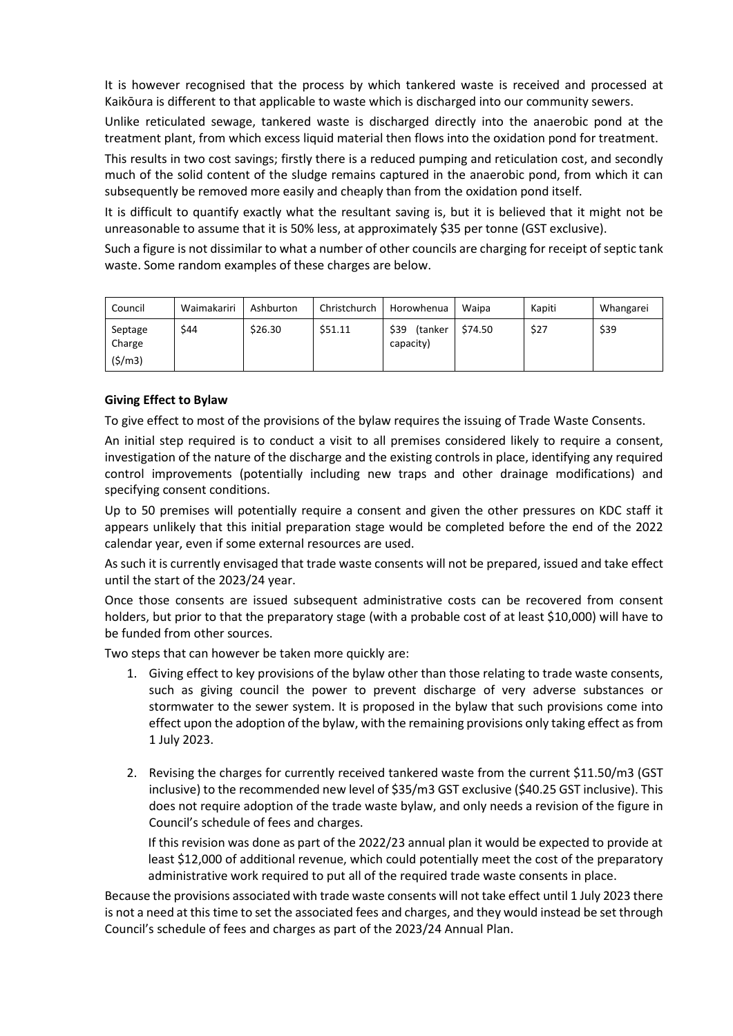It is however recognised that the process by which tankered waste is received and processed at Kaikōura is different to that applicable to waste which is discharged into our community sewers.

Unlike reticulated sewage, tankered waste is discharged directly into the anaerobic pond at the treatment plant, from which excess liquid material then flows into the oxidation pond for treatment.

This results in two cost savings; firstly there is a reduced pumping and reticulation cost, and secondly much of the solid content of the sludge remains captured in the anaerobic pond, from which it can subsequently be removed more easily and cheaply than from the oxidation pond itself.

It is difficult to quantify exactly what the resultant saving is, but it is believed that it might not be unreasonable to assume that it is 50% less, at approximately $35 per tonne (GST exclusive).

Such a figure is not dissimilar to what a number of other councils are charging for receipt of septic tank waste. Some random examples of these charges are below.

| Council | Waimakariri | Ashburton | Christchurch | Horowhenua | Waipa | Kapiti | Whangarei |
|---|---|---|---|---|---|---|---|
| Septage Charge ($/m3) | $44 | $26.30 | $51.11 | $39 (tanker capacity) | $74.50 | $27 | $39 |

**Giving Effect to Bylaw**

To give effect to most of the provisions of the bylaw requires the issuing of Trade Waste Consents.

An initial step required is to conduct a visit to all premises considered likely to require a consent, investigation of the nature of the discharge and the existing controls in place, identifying any required control improvements (potentially including new traps and other drainage modifications) and specifying consent conditions.

Up to 50 premises will potentially require a consent and given the other pressures on KDC staff it appears unlikely that this initial preparation stage would be completed before the end of the 2022 calendar year, even if some external resources are used.

As such it is currently envisaged that trade waste consents will not be prepared, issued and take effect until the start of the 2023/24 year.

Once those consents are issued subsequent administrative costs can be recovered from consent holders, but prior to that the preparatory stage (with a probable cost of at least $10,000) will have to be funded from other sources.

Two steps that can however be taken more quickly are:

1. Giving effect to key provisions of the bylaw other than those relating to trade waste consents, such as giving council the power to prevent discharge of very adverse substances or stormwater to the sewer system. It is proposed in the bylaw that such provisions come into effect upon the adoption of the bylaw, with the remaining provisions only taking effect as from 1 July 2023.

2. Revising the charges for currently received tankered waste from the current $11.50/m3 (GST inclusive) to the recommended new level of $35/m3 GST exclusive ($40.25 GST inclusive). This does not require adoption of the trade waste bylaw, and only needs a revision of the figure in Council's schedule of fees and charges.

   If this revision was done as part of the 2022/23 annual plan it would be expected to provide at least $12,000 of additional revenue, which could potentially meet the cost of the preparatory administrative work required to put all of the required trade waste consents in place.

Because the provisions associated with trade waste consents will not take effect until 1 July 2023 there is not a need at this time to set the associated fees and charges, and they would instead be set through Council's schedule of fees and charges as part of the 2023/24 Annual Plan.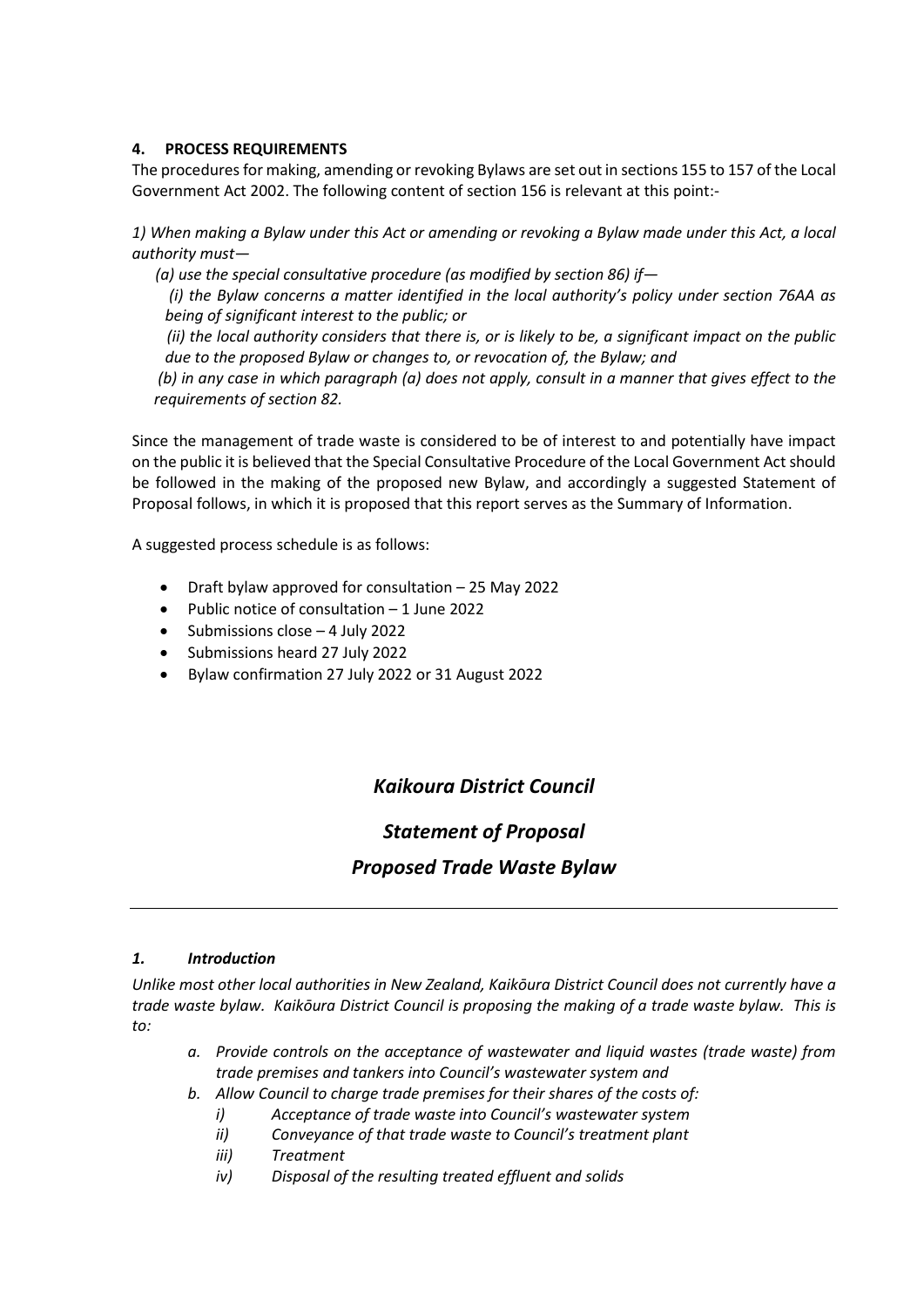## 4. PROCESS REQUIREMENTS

The procedures for making, amending or revoking Bylaws are set out in sections 155 to 157 of the Local Government Act 2002. The following content of section 156 is relevant at this point:-

*1) When making a Bylaw under this Act or amending or revoking a Bylaw made under this Act, a local authority must—*

*(a) use the special consultative procedure (as modified by section 86) if—*

*(i) the Bylaw concerns a matter identified in the local authority's policy under section 76AA as being of significant interest to the public; or*

*(ii) the local authority considers that there is, or is likely to be, a significant impact on the public due to the proposed Bylaw or changes to, or revocation of, the Bylaw; and*

*(b) in any case in which paragraph (a) does not apply, consult in a manner that gives effect to the requirements of section 82.*

Since the management of trade waste is considered to be of interest to and potentially have impact on the public it is believed that the Special Consultative Procedure of the Local Government Act should be followed in the making of the proposed new Bylaw, and accordingly a suggested Statement of Proposal follows, in which it is proposed that this report serves as the Summary of Information.

A suggested process schedule is as follows:

- Draft bylaw approved for consultation – 25 May 2022
- Public notice of consultation – 1 June 2022
- Submissions close – 4 July 2022
- Submissions heard 27 July 2022
- Bylaw confirmation 27 July 2022 or 31 August 2022

# *Kaikoura District Council*

# *Statement of Proposal*

# *Proposed Trade Waste Bylaw*

---

### *1. Introduction*

*Unlike most other local authorities in New Zealand, Kaikōura District Council does not currently have a trade waste bylaw. Kaikōura District Council is proposing the making of a trade waste bylaw. This is to:*

*a. Provide controls on the acceptance of wastewater and liquid wastes (trade waste) from trade premises and tankers into Council's wastewater system and*

*b. Allow Council to charge trade premises for their shares of the costs of:*

*i) Acceptance of trade waste into Council's wastewater system*

*ii) Conveyance of that trade waste to Council's treatment plant*

*iii) Treatment*

*iv) Disposal of the resulting treated effluent and solids*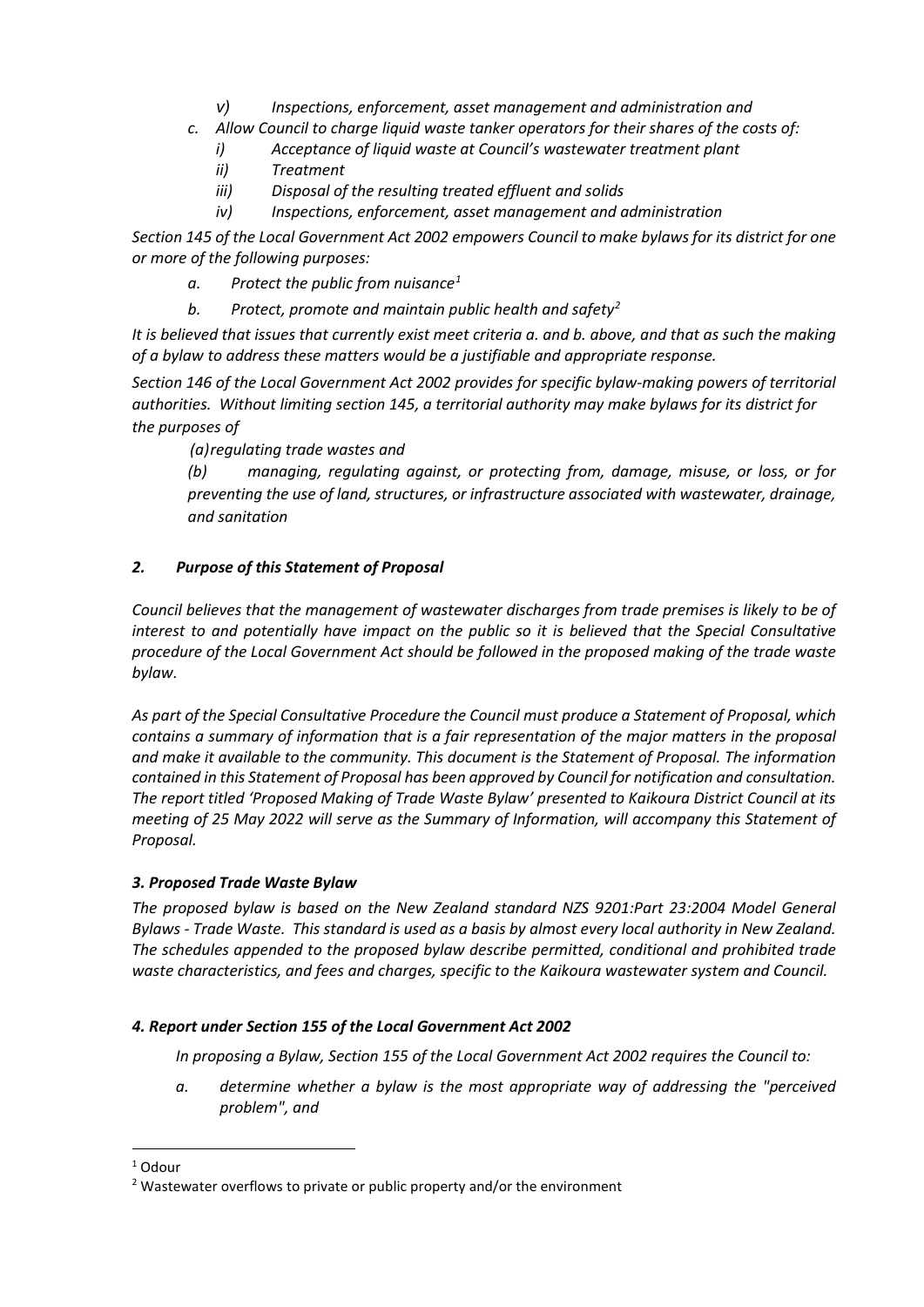- *v) Inspections, enforcement, asset management and administration and*

*c. Allow Council to charge liquid waste tanker operators for their shares of the costs of:*

- *i) Acceptance of liquid waste at Council's wastewater treatment plant*
- *ii) Treatment*
- *iii) Disposal of the resulting treated effluent and solids*
- *iv) Inspections, enforcement, asset management and administration*

*Section 145 of the Local Government Act 2002 empowers Council to make bylaws for its district for one or more of the following purposes:*

- *a. Protect the public from nuisance*[1]
- *b. Protect, promote and maintain public health and safety*[2]

*It is believed that issues that currently exist meet criteria a. and b. above, and that as such the making of a bylaw to address these matters would be a justifiable and appropriate response.*

*Section 146 of the Local Government Act 2002 provides for specific bylaw-making powers of territorial authorities. Without limiting section 145, a territorial authority may make bylaws for its district for the purposes of*

*(a) regulating trade wastes and*

*(b) managing, regulating against, or protecting from, damage, misuse, or loss, or for preventing the use of land, structures, or infrastructure associated with wastewater, drainage, and sanitation*

## *2. Purpose of this Statement of Proposal*

*Council believes that the management of wastewater discharges from trade premises is likely to be of interest to and potentially have impact on the public so it is believed that the Special Consultative procedure of the Local Government Act should be followed in the proposed making of the trade waste bylaw.*

*As part of the Special Consultative Procedure the Council must produce a Statement of Proposal, which contains a summary of information that is a fair representation of the major matters in the proposal and make it available to the community. This document is the Statement of Proposal. The information contained in this Statement of Proposal has been approved by Council for notification and consultation. The report titled 'Proposed Making of Trade Waste Bylaw' presented to Kaikoura District Council at its meeting of 25 May 2022 will serve as the Summary of Information, will accompany this Statement of Proposal.*

## *3. Proposed Trade Waste Bylaw*

*The proposed bylaw is based on the New Zealand standard NZS 9201:Part 23:2004 Model General Bylaws - Trade Waste. This standard is used as a basis by almost every local authority in New Zealand. The schedules appended to the proposed bylaw describe permitted, conditional and prohibited trade waste characteristics, and fees and charges, specific to the Kaikoura wastewater system and Council.*

## *4. Report under Section 155 of the Local Government Act 2002*

*In proposing a Bylaw, Section 155 of the Local Government Act 2002 requires the Council to:*

- *a. determine whether a bylaw is the most appropriate way of addressing the "perceived problem", and*

---

[1] Odour

[2] Wastewater overflows to private or public property and/or the environment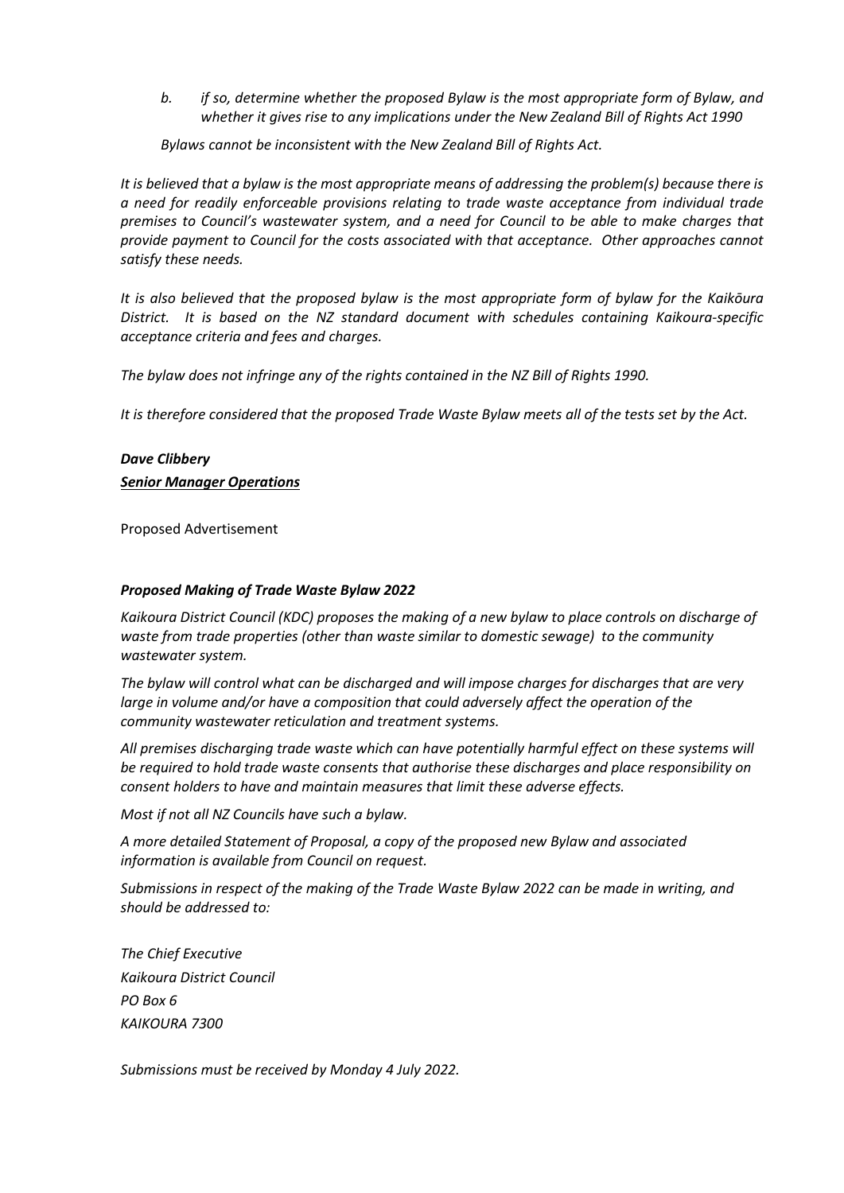*b. if so, determine whether the proposed Bylaw is the most appropriate form of Bylaw, and whether it gives rise to any implications under the New Zealand Bill of Rights Act 1990*

*Bylaws cannot be inconsistent with the New Zealand Bill of Rights Act.*

*It is believed that a bylaw is the most appropriate means of addressing the problem(s) because there is a need for readily enforceable provisions relating to trade waste acceptance from individual trade premises to Council's wastewater system, and a need for Council to be able to make charges that provide payment to Council for the costs associated with that acceptance. Other approaches cannot satisfy these needs.*

*It is also believed that the proposed bylaw is the most appropriate form of bylaw for the Kaikōura District. It is based on the NZ standard document with schedules containing Kaikoura-specific acceptance criteria and fees and charges.*

*The bylaw does not infringe any of the rights contained in the NZ Bill of Rights 1990.*

*It is therefore considered that the proposed Trade Waste Bylaw meets all of the tests set by the Act.*

***Dave Clibbery***

***Senior Manager Operations***

Proposed Advertisement

***Proposed Making of Trade Waste Bylaw 2022***

*Kaikoura District Council (KDC) proposes the making of a new bylaw to place controls on discharge of waste from trade properties (other than waste similar to domestic sewage) to the community wastewater system.*

*The bylaw will control what can be discharged and will impose charges for discharges that are very large in volume and/or have a composition that could adversely affect the operation of the community wastewater reticulation and treatment systems.*

*All premises discharging trade waste which can have potentially harmful effect on these systems will be required to hold trade waste consents that authorise these discharges and place responsibility on consent holders to have and maintain measures that limit these adverse effects.*

*Most if not all NZ Councils have such a bylaw.*

*A more detailed Statement of Proposal, a copy of the proposed new Bylaw and associated information is available from Council on request.*

*Submissions in respect of the making of the Trade Waste Bylaw 2022 can be made in writing, and should be addressed to:*

*The Chief Executive*
*Kaikoura District Council*
*PO Box 6*
*KAIKOURA 7300*

*Submissions must be received by Monday 4 July 2022.*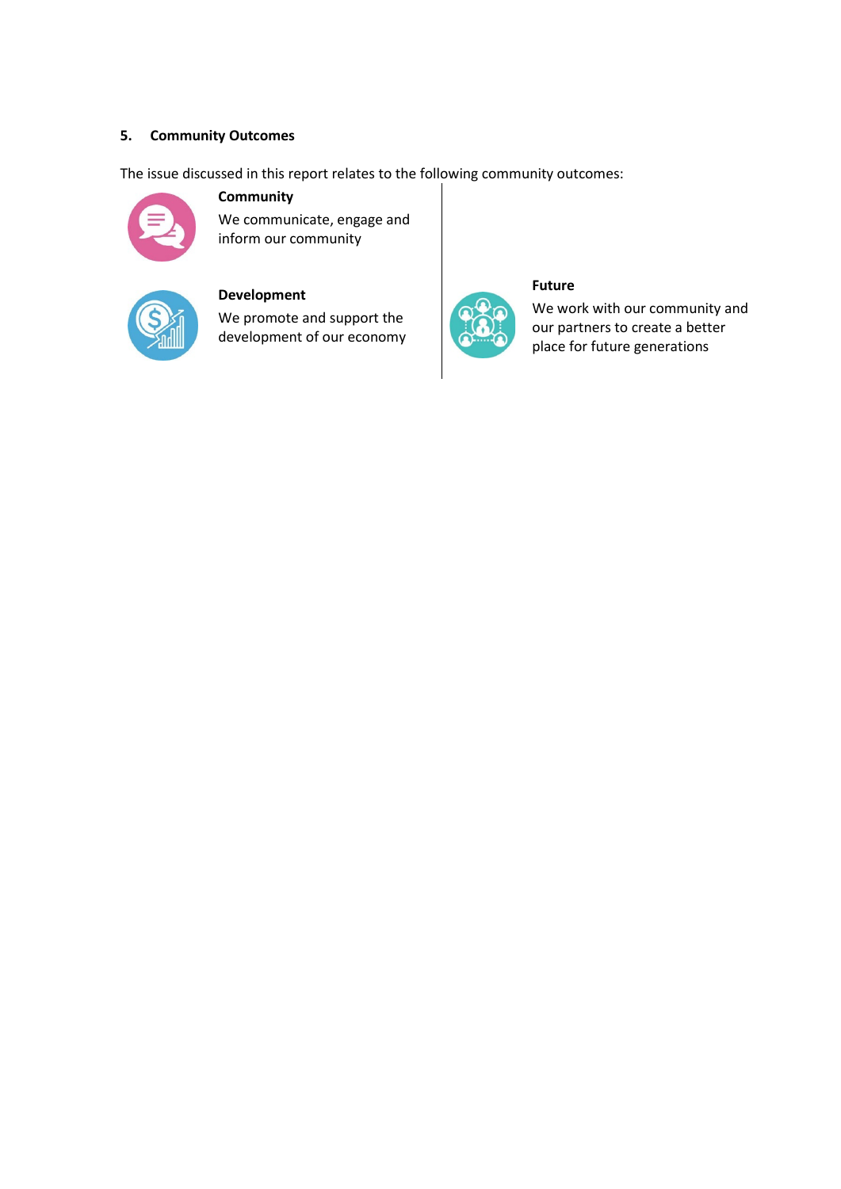## 5. Community Outcomes

The issue discussed in this report relates to the following community outcomes:

**Community**

We communicate, engage and inform our community

**Development**

We promote and support the development of our economy

**Future**

We work with our community and our partners to create a better place for future generations